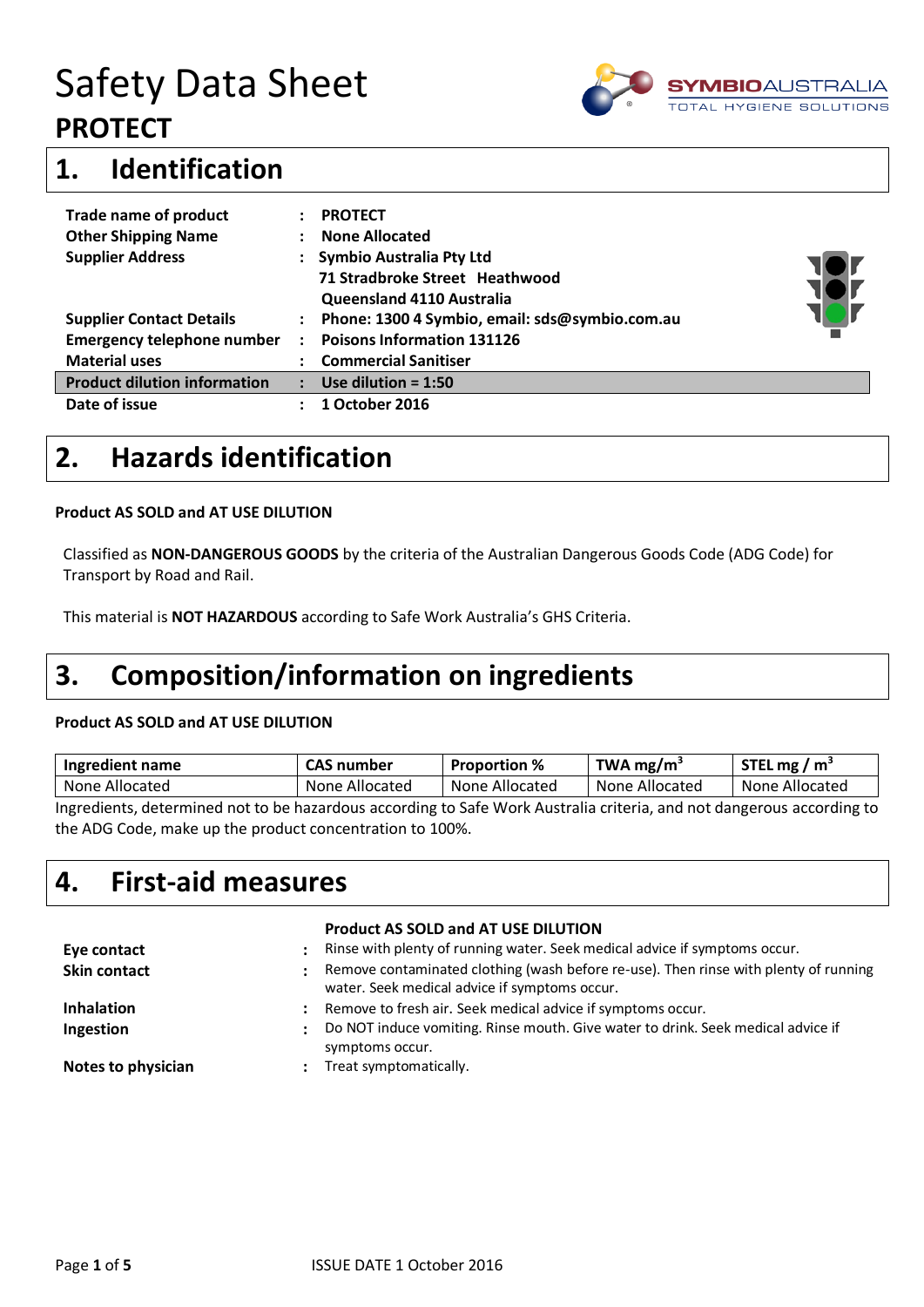# Safety Data Sheet

## PROTECT

## 1. Identification

| | | |
|---|---|---|
| **Trade name of product** | : | **PROTECT** |
| **Other Shipping Name** | : | **None Allocated** |
| **Supplier Address** | : | **Symbio Australia Pty Ltd**<br>**71 Stradbroke Street Heathwood**<br>**Queensland 4110 Australia** |
| **Supplier Contact Details** | : | **Phone: 1300 4 Symbio, email: sds@symbio.com.au** |
| **Emergency telephone number** | : | **Poisons Information 131126** |
| **Material uses** | : | **Commercial Sanitiser** |
| **Product dilution information** | : | **Use dilution = 1:50** |
| **Date of issue** | : | **1 October 2016** |

## 2. Hazards identification

**Product AS SOLD and AT USE DILUTION**

Classified as **NON-DANGEROUS GOODS** by the criteria of the Australian Dangerous Goods Code (ADG Code) for Transport by Road and Rail.

This material is **NOT HAZARDOUS** according to Safe Work Australia's GHS Criteria.

## 3. Composition/information on ingredients

**Product AS SOLD and AT USE DILUTION**

| Ingredient name | CAS number | Proportion % | TWA mg/m$^3$ | STEL mg / m$^3$ |
|---|---|---|---|---|
| None Allocated | None Allocated | None Allocated | None Allocated | None Allocated |

Ingredients, determined not to be hazardous according to Safe Work Australia criteria, and not dangerous according to the ADG Code, make up the product concentration to 100%.

## 4. First-aid measures

| | | **Product AS SOLD and AT USE DILUTION** |
|---|---|---|
| **Eye contact** | : | Rinse with plenty of running water. Seek medical advice if symptoms occur. |
| **Skin contact** | : | Remove contaminated clothing (wash before re-use). Then rinse with plenty of running water. Seek medical advice if symptoms occur. |
| **Inhalation** | : | Remove to fresh air. Seek medical advice if symptoms occur. |
| **Ingestion** | : | Do NOT induce vomiting. Rinse mouth. Give water to drink. Seek medical advice if symptoms occur. |
| **Notes to physician** | : | Treat symptomatically. |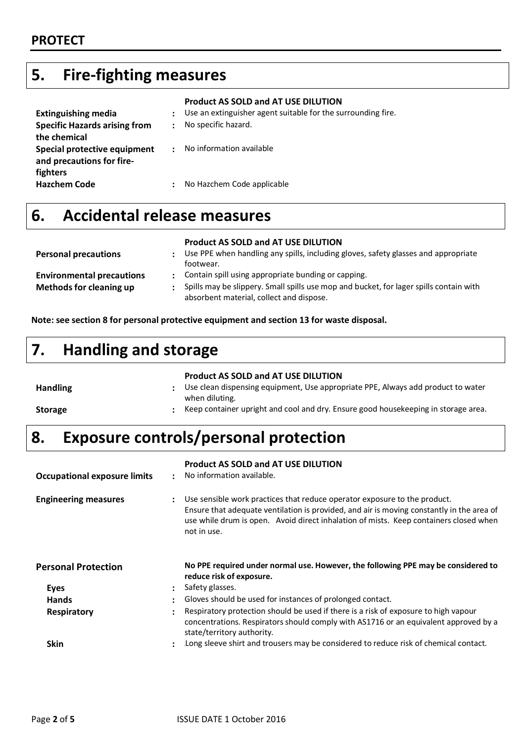## 5. Fire-fighting measures

| | Product AS SOLD and AT USE DILUTION |
|---|---|
| **Extinguishing media** | Use an extinguisher agent suitable for the surrounding fire. |
| **Specific Hazards arising from the chemical** | No specific hazard. |
| **Special protective equipment and precautions for fire-fighters** | No information available |
| **Hazchem Code** | No Hazchem Code applicable |

## 6. Accidental release measures

| | Product AS SOLD and AT USE DILUTION |
|---|---|
| **Personal precautions** | Use PPE when handling any spills, including gloves, safety glasses and appropriate footwear. |
| **Environmental precautions** | Contain spill using appropriate bunding or capping. |
| **Methods for cleaning up** | Spills may be slippery. Small spills use mop and bucket, for lager spills contain with absorbent material, collect and dispose. |

**Note: see section 8 for personal protective equipment and section 13 for waste disposal.**

## 7. Handling and storage

| | Product AS SOLD and AT USE DILUTION |
|---|---|
| **Handling** | Use clean dispensing equipment, Use appropriate PPE, Always add product to water when diluting. |
| **Storage** | Keep container upright and cool and dry. Ensure good housekeeping in storage area. |

## 8. Exposure controls/personal protection

| | Product AS SOLD and AT USE DILUTION |
|---|---|
| **Occupational exposure limits** | No information available. |
| **Engineering measures** | Use sensible work practices that reduce operator exposure to the product. Ensure that adequate ventilation is provided, and air is moving constantly in the area of use while drum is open. Avoid direct inhalation of mists. Keep containers closed when not in use. |

**Personal Protection**

**No PPE required under normal use. However, the following PPE may be considered to reduce risk of exposure.**

| | |
|---|---|
| **Eyes** | Safety glasses. |
| **Hands** | Gloves should be used for instances of prolonged contact. |
| **Respiratory** | Respiratory protection should be used if there is a risk of exposure to high vapour concentrations. Respirators should comply with AS1716 or an equivalent approved by a state/territory authority. |
| **Skin** | Long sleeve shirt and trousers may be considered to reduce risk of chemical contact. |

ISSUE DATE 1 October 2016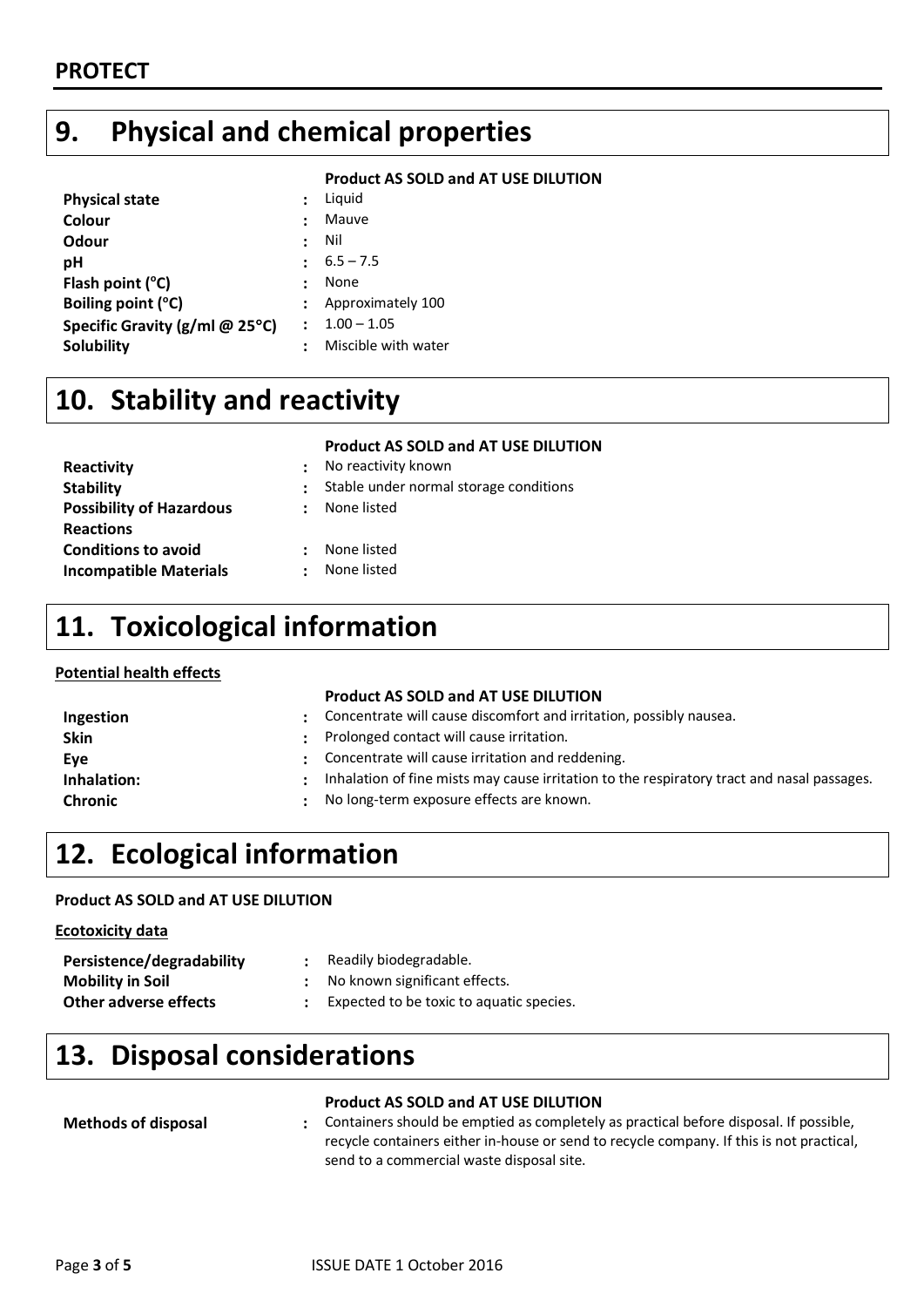## 9. Physical and chemical properties

| | | Product AS SOLD and AT USE DILUTION |
|---|---|---|
| **Physical state** | : | Liquid |
| **Colour** | : | Mauve |
| **Odour** | : | Nil |
| **pH** | : | 6.5 – 7.5 |
| **Flash point (°C)** | : | None |
| **Boiling point (°C)** | : | Approximately 100 |
| **Specific Gravity (g/ml @ 25°C)** | : | 1.00 – 1.05 |
| **Solubility** | : | Miscible with water |

## 10. Stability and reactivity

| | | Product AS SOLD and AT USE DILUTION |
|---|---|---|
| **Reactivity** | : | No reactivity known |
| **Stability** | : | Stable under normal storage conditions |
| **Possibility of Hazardous Reactions** | : | None listed |
| **Conditions to avoid** | : | None listed |
| **Incompatible Materials** | : | None listed |

## 11. Toxicological information

**Potential health effects**

| | | Product AS SOLD and AT USE DILUTION |
|---|---|---|
| **Ingestion** | : | Concentrate will cause discomfort and irritation, possibly nausea. |
| **Skin** | : | Prolonged contact will cause irritation. |
| **Eye** | : | Concentrate will cause irritation and reddening. |
| **Inhalation:** | : | Inhalation of fine mists may cause irritation to the respiratory tract and nasal passages. |
| **Chronic** | : | No long-term exposure effects are known. |

## 12. Ecological information

**Product AS SOLD and AT USE DILUTION**

**Ecotoxicity data**

| | | |
|---|---|---|
| **Persistence/degradability** | : | Readily biodegradable. |
| **Mobility in Soil** | : | No known significant effects. |
| **Other adverse effects** | : | Expected to be toxic to aquatic species. |

## 13. Disposal considerations

| | | Product AS SOLD and AT USE DILUTION |
|---|---|---|
| **Methods of disposal** | : | Containers should be emptied as completely as practical before disposal. If possible, recycle containers either in-house or send to recycle company. If this is not practical, send to a commercial waste disposal site. |

ISSUE DATE 1 October 2016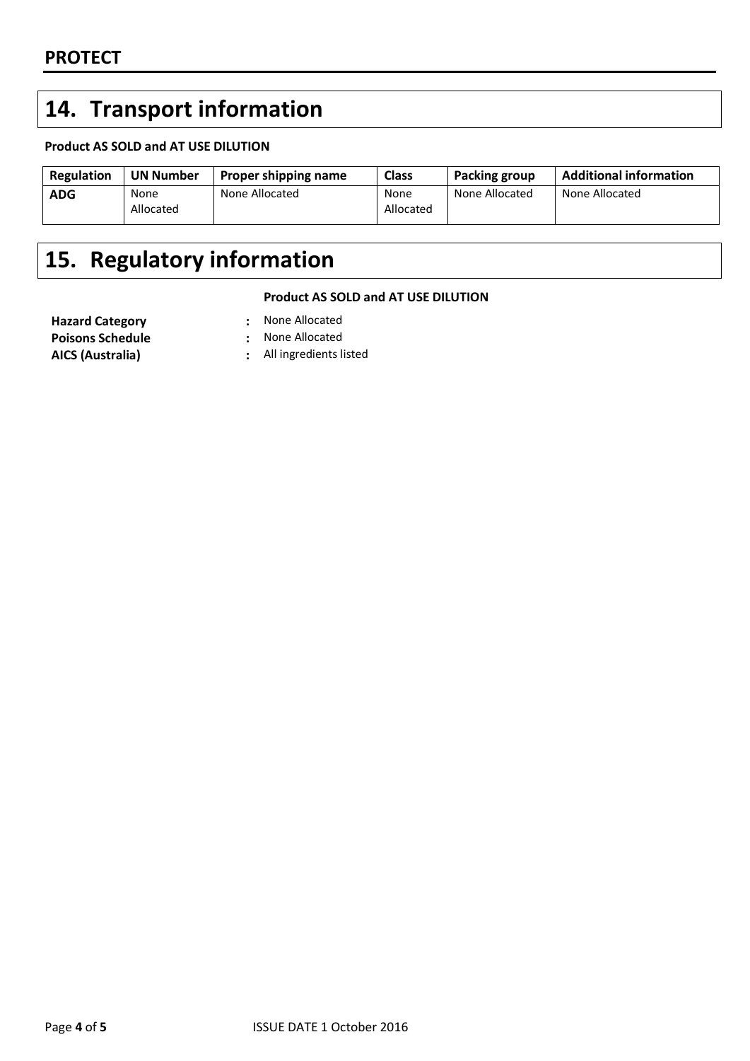## 14. Transport information

**Product AS SOLD and AT USE DILUTION**

| Regulation | UN Number | Proper shipping name | Class | Packing group | Additional information |
|---|---|---|---|---|---|
| **ADG** | None Allocated | None Allocated | None Allocated | None Allocated | None Allocated |

## 15. Regulatory information

**Product AS SOLD and AT USE DILUTION**

**Hazard Category** : None Allocated
**Poisons Schedule** : None Allocated
**AICS (Australia)** : All ingredients listed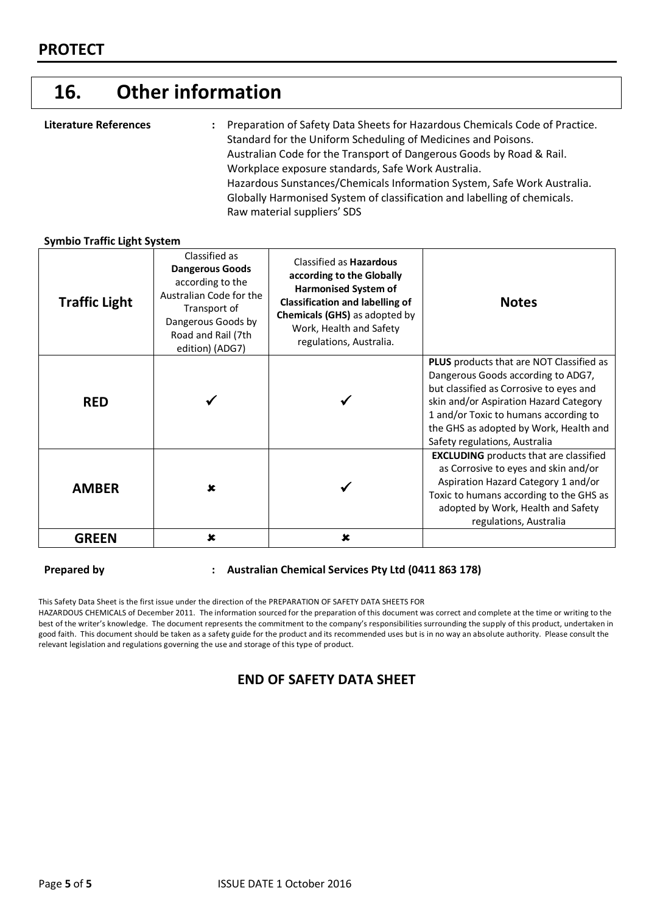## 16. Other information

**Literature References** : Preparation of Safety Data Sheets for Hazardous Chemicals Code of Practice.
Standard for the Uniform Scheduling of Medicines and Poisons.
Australian Code for the Transport of Dangerous Goods by Road & Rail.
Workplace exposure standards, Safe Work Australia.
Hazardous Sunstances/Chemicals Information System, Safe Work Australia.
Globally Harmonised System of classification and labelling of chemicals.
Raw material suppliers' SDS

**Symbio Traffic Light System**

| **Traffic Light** | Classified as **Dangerous Goods** according to the Australian Code for the Transport of Dangerous Goods by Road and Rail (7th edition) (ADG7) | Classified as **Hazardous according to the Globally Harmonised System of Classification and labelling of Chemicals (GHS)** as adopted by Work, Health and Safety regulations, Australia. | **Notes** |
|---|---|---|---|
| **RED** | ✓ | ✓ | **PLUS** products that are NOT Classified as Dangerous Goods according to ADG7, but classified as Corrosive to eyes and skin and/or Aspiration Hazard Category 1 and/or Toxic to humans according to the GHS as adopted by Work, Health and Safety regulations, Australia |
| **AMBER** | ✗ | ✓ | **EXCLUDING** products that are classified as Corrosive to eyes and skin and/or Aspiration Hazard Category 1 and/or Toxic to humans according to the GHS as adopted by Work, Health and Safety regulations, Australia |
| **GREEN** | ✗ | ✗ | |

**Prepared by** : **Australian Chemical Services Pty Ltd (0411 863 178)**

This Safety Data Sheet is the first issue under the direction of the PREPARATION OF SAFETY DATA SHEETS FOR HAZARDOUS CHEMICALS of December 2011. The information sourced for the preparation of this document was correct and complete at the time or writing to the best of the writer's knowledge. The document represents the commitment to the company's responsibilities surrounding the supply of this product, undertaken in good faith. This document should be taken as a safety guide for the product and its recommended uses but is in no way an absolute authority. Please consult the relevant legislation and regulations governing the use and storage of this type of product.

### END OF SAFETY DATA SHEET

ISSUE DATE 1 October 2016